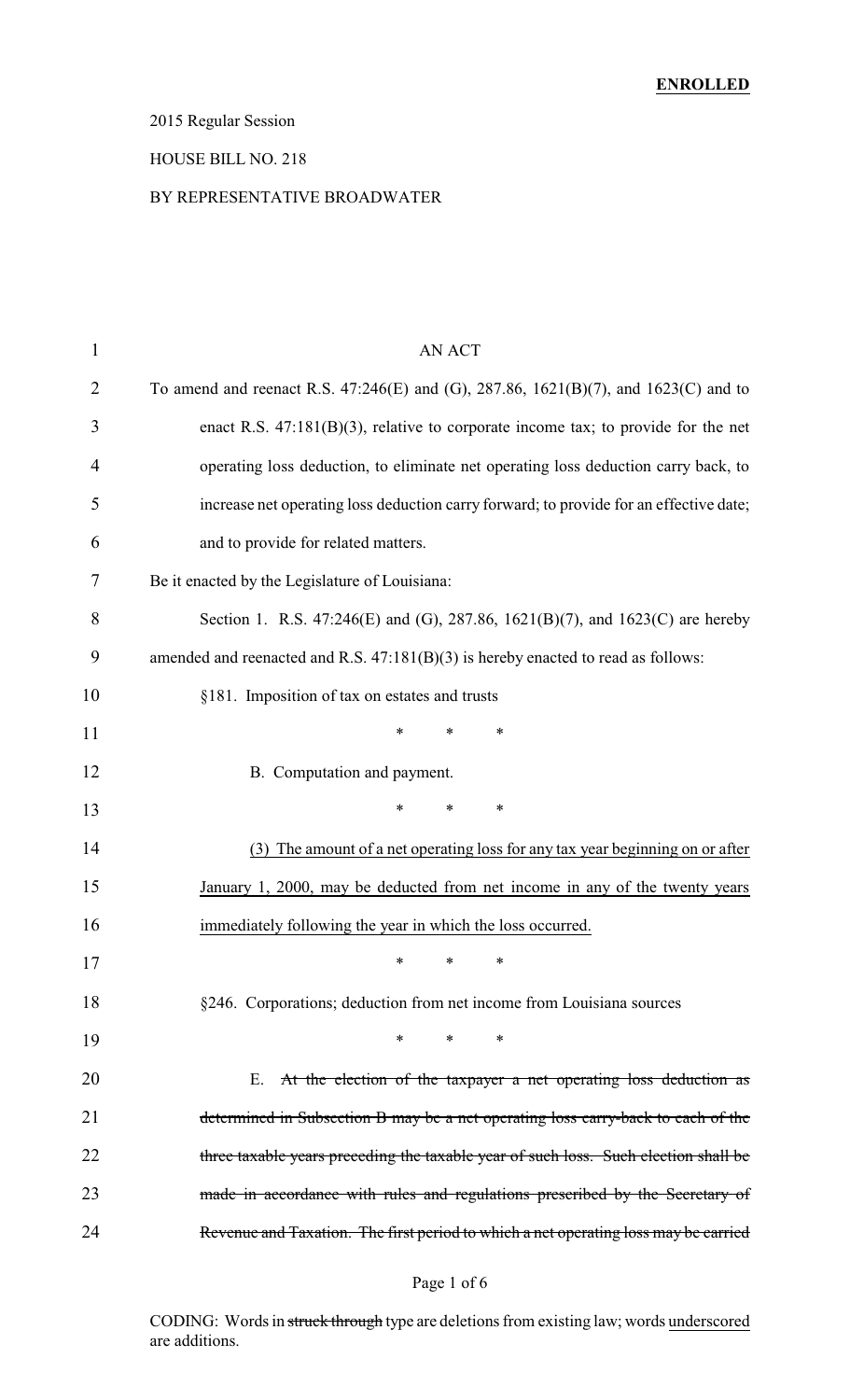**ENROLLED**

2015 Regular Session

HOUSE BILL NO. 218

BY REPRESENTATIVE BROADWATER

AN ACT

To amend and reenact R.S. 47:246(E) and (G), 287.86, 1621(B)(7), and 1623(C) and to enact R.S. 47:181(B)(3), relative to corporate income tax; to provide for the net operating loss deduction, to eliminate net operating loss deduction carry back, to increase net operating loss deduction carry forward; to provide for an effective date; and to provide for related matters.

Be it enacted by the Legislature of Louisiana:

Section 1. R.S. 47:246(E) and (G), 287.86, 1621(B)(7), and 1623(C) are hereby amended and reenacted and R.S. 47:181(B)(3) is hereby enacted to read as follows:

§181. Imposition of tax on estates and trusts

\* \* \*

B. Computation and payment.

\* \* \*

<u>(3) The amount of a net operating loss for any tax year beginning on or after January 1, 2000, may be deducted from net income in any of the twenty years immediately following the year in which the loss occurred.</u>

\* \* \*

§246. Corporations; deduction from net income from Louisiana sources

\* \* \*

E. ~~At the election of the taxpayer a net operating loss deduction as determined in Subsection B may be a net operating loss carry-back to each of the three taxable years preceding the taxable year of such loss. Such election shall be made in accordance with rules and regulations prescribed by the Secretary of Revenue and Taxation. The first period to which a net operating loss may be carried~~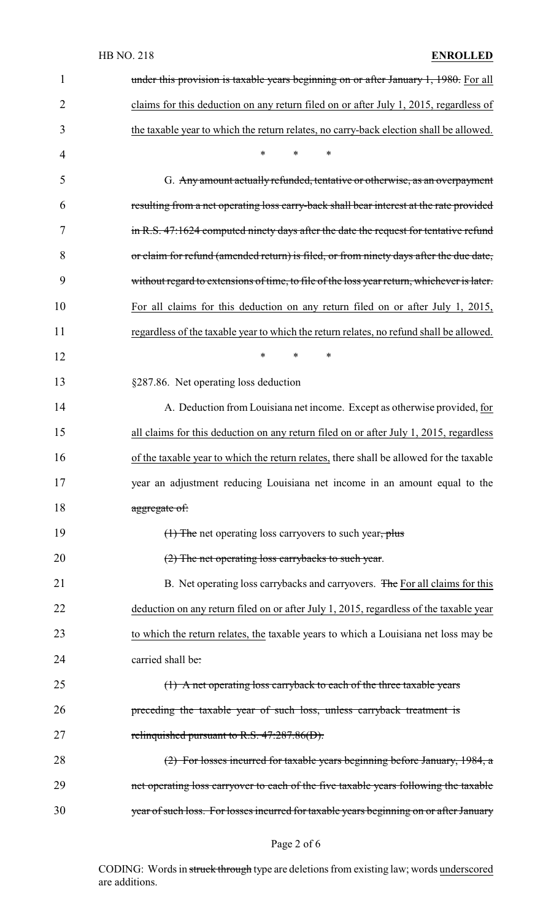~~under this provision is taxable years beginning on or after January 1, 1980.~~ For all claims for this deduction on any return filed on or after July 1, 2015, regardless of the taxable year to which the return relates, no carry-back election shall be allowed.

\* \* \*

G. ~~Any amount actually refunded, tentative or otherwise, as an overpayment resulting from a net operating loss carry-back shall bear interest at the rate provided in R.S. 47:1624 computed ninety days after the date the request for tentative refund or claim for refund (amended return) is filed, or from ninety days after the due date, without regard to extensions of time, to file of the loss year return, whichever is later.~~ For all claims for this deduction on any return filed on or after July 1, 2015, regardless of the taxable year to which the return relates, no refund shall be allowed.

\* \* \*

§287.86. Net operating loss deduction

A. Deduction from Louisiana net income. Except as otherwise provided, for all claims for this deduction on any return filed on or after July 1, 2015, regardless of the taxable year to which the return relates, there shall be allowed for the taxable year an adjustment reducing Louisiana net income in an amount equal to the ~~aggregate of:~~

~~(1) The~~ net operating loss carryovers to such year~~, plus~~

~~(2) The net operating loss carrybacks to such year~~.

B. Net operating loss carrybacks and carryovers. ~~The~~ For all claims for this deduction on any return filed on or after July 1, 2015, regardless of the taxable year to which the return relates, the taxable years to which a Louisiana net loss may be carried shall be~~:~~

~~(1) A net operating loss carryback to each of the three taxable years preceding the taxable year of such loss, unless carryback treatment is relinquished pursuant to R.S. 47:287.86(D).~~

~~(2) For losses incurred for taxable years beginning before January, 1984, a net operating loss carryover to each of the five taxable years following the taxable year of such loss. For losses incurred for taxable years beginning on or after January~~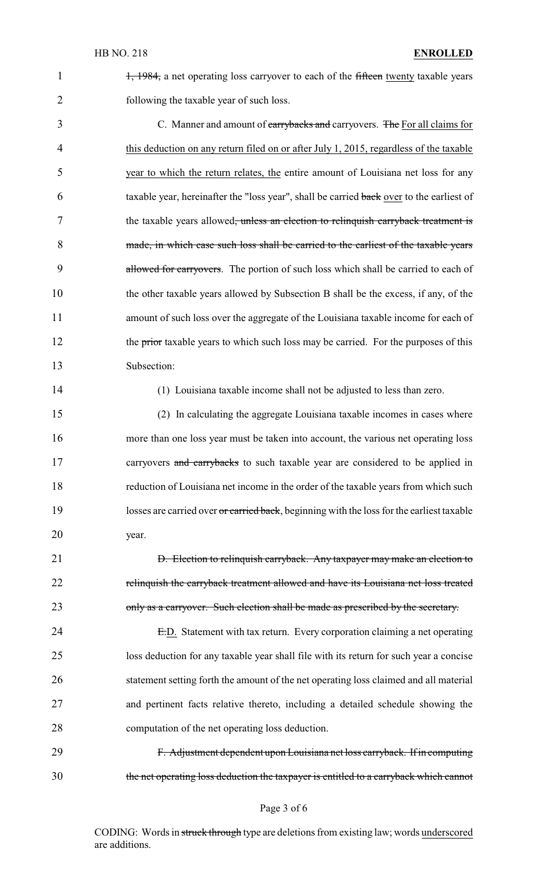~~1, 1984,~~ a net operating loss carryover to each of the ~~fifteen~~ twenty taxable years following the taxable year of such loss.

C. Manner and amount of ~~carrybacks and~~ carryovers. ~~The~~ For all claims for this deduction on any return filed on or after July 1, 2015, regardless of the taxable year to which the return relates, the entire amount of Louisiana net loss for any taxable year, hereinafter the "loss year", shall be carried ~~back~~ over to the earliest of the taxable years allowed~~, unless an election to relinquish carryback treatment is made, in which case such loss shall be carried to the earliest of the taxable years allowed for carryovers~~. The portion of such loss which shall be carried to each of the other taxable years allowed by Subsection B shall be the excess, if any, of the amount of such loss over the aggregate of the Louisiana taxable income for each of the ~~prior~~ taxable years to which such loss may be carried. For the purposes of this Subsection:

(1) Louisiana taxable income shall not be adjusted to less than zero.

(2) In calculating the aggregate Louisiana taxable incomes in cases where more than one loss year must be taken into account, the various net operating loss carryovers ~~and carrybacks~~ to such taxable year are considered to be applied in reduction of Louisiana net income in the order of the taxable years from which such losses are carried over ~~or carried back~~, beginning with the loss for the earliest taxable year.

~~D. Election to relinquish carryback. Any taxpayer may make an election to relinquish the carryback treatment allowed and have its Louisiana net loss treated only as a carryover. Such election shall be made as prescribed by the secretary.~~

~~E.~~D. Statement with tax return. Every corporation claiming a net operating loss deduction for any taxable year shall file with its return for such year a concise statement setting forth the amount of the net operating loss claimed and all material and pertinent facts relative thereto, including a detailed schedule showing the computation of the net operating loss deduction.

~~F. Adjustment dependent upon Louisiana net loss carryback. If in computing the net operating loss deduction the taxpayer is entitled to a carryback which cannot~~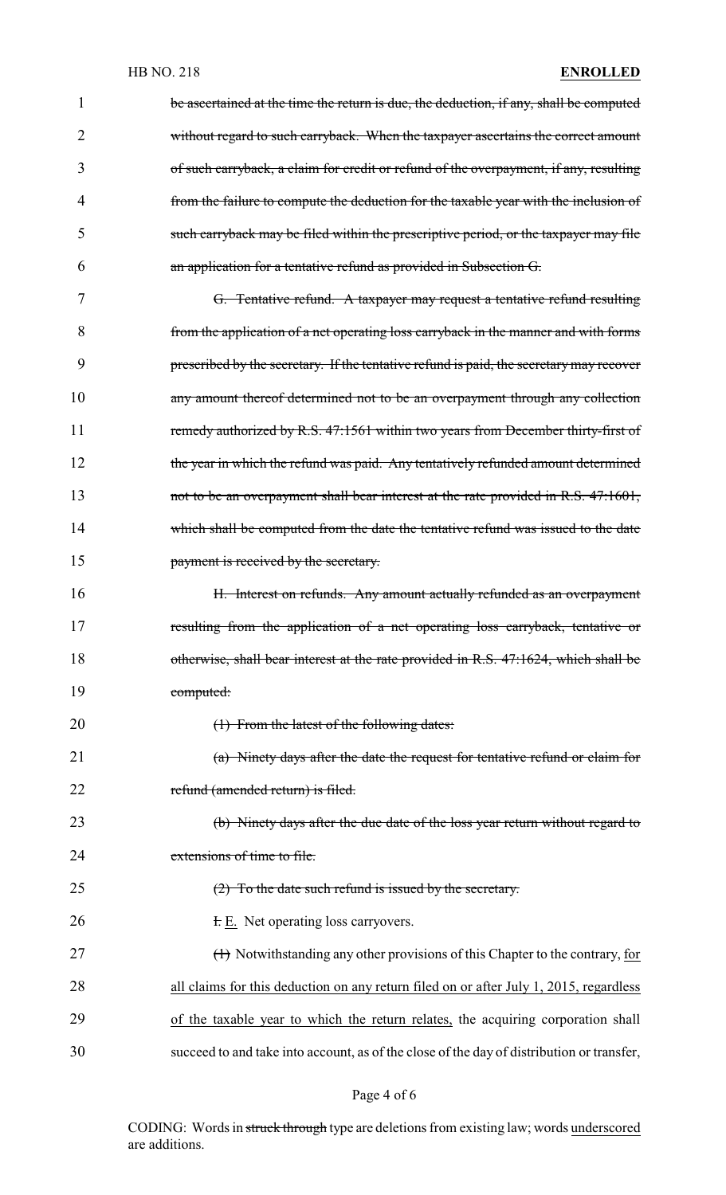~~be ascertained at the time the return is due, the deduction, if any, shall be computed without regard to such carryback. When the taxpayer ascertains the correct amount of such carryback, a claim for credit or refund of the overpayment, if any, resulting from the failure to compute the deduction for the taxable year with the inclusion of such carryback may be filed within the prescriptive period, or the taxpayer may file an application for a tentative refund as provided in Subsection G.~~

~~G. Tentative refund. A taxpayer may request a tentative refund resulting from the application of a net operating loss carryback in the manner and with forms prescribed by the secretary. If the tentative refund is paid, the secretary may recover any amount thereof determined not to be an overpayment through any collection remedy authorized by R.S. 47:1561 within two years from December thirty-first of the year in which the refund was paid. Any tentatively refunded amount determined not to be an overpayment shall bear interest at the rate provided in R.S. 47:1601, which shall be computed from the date the tentative refund was issued to the date payment is received by the secretary.~~

~~H. Interest on refunds. Any amount actually refunded as an overpayment resulting from the application of a net operating loss carryback, tentative or otherwise, shall bear interest at the rate provided in R.S. 47:1624, which shall be computed:~~

~~(1) From the latest of the following dates:~~

~~(a) Ninety days after the date the request for tentative refund or claim for refund (amended return) is filed.~~

~~(b) Ninety days after the due date of the loss year return without regard to extensions of time to file.~~

~~(2) To the date such refund is issued by the secretary.~~

~~I.~~ <u>E.</u> Net operating loss carryovers.

~~(1)~~ Notwithstanding any other provisions of this Chapter to the contrary, <u>for all claims for this deduction on any return filed on or after July 1, 2015, regardless of the taxable year to which the return relates,</u> the acquiring corporation shall succeed to and take into account, as of the close of the day of distribution or transfer,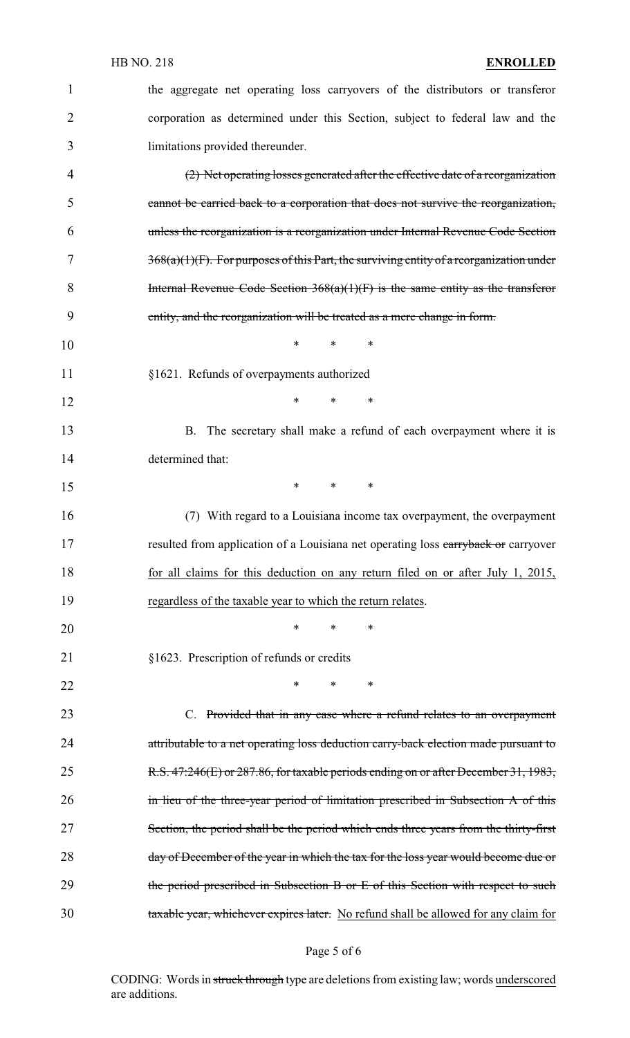the aggregate net operating loss carryovers of the distributors or transferor corporation as determined under this Section, subject to federal law and the limitations provided thereunder.

~~(2) Net operating losses generated after the effective date of a reorganization cannot be carried back to a corporation that does not survive the reorganization, unless the reorganization is a reorganization under Internal Revenue Code Section 368(a)(1)(F). For purposes of this Part, the surviving entity of a reorganization under Internal Revenue Code Section 368(a)(1)(F) is the same entity as the transferor entity, and the reorganization will be treated as a mere change in form.~~

\* \* \*

§1621. Refunds of overpayments authorized

\* \* \*

B. The secretary shall make a refund of each overpayment where it is determined that:

\* \* \*

(7) With regard to a Louisiana income tax overpayment, the overpayment resulted from application of a Louisiana net operating loss ~~carryback or~~ carryover <u>for all claims for this deduction on any return filed on or after July 1, 2015, regardless of the taxable year to which the return relates</u>.

\* \* \*

§1623. Prescription of refunds or credits

\* \* \*

C. ~~Provided that in any case where a refund relates to an overpayment attributable to a net operating loss deduction carry-back election made pursuant to R.S. 47:246(E) or 287.86, for taxable periods ending on or after December 31, 1983, in lieu of the three-year period of limitation prescribed in Subsection A of this Section, the period shall be the period which ends three years from the thirty-first day of December of the year in which the tax for the loss year would become due or the period prescribed in Subsection B or E of this Section with respect to such taxable year, whichever expires later.~~ <u>No refund shall be allowed for any claim for</u>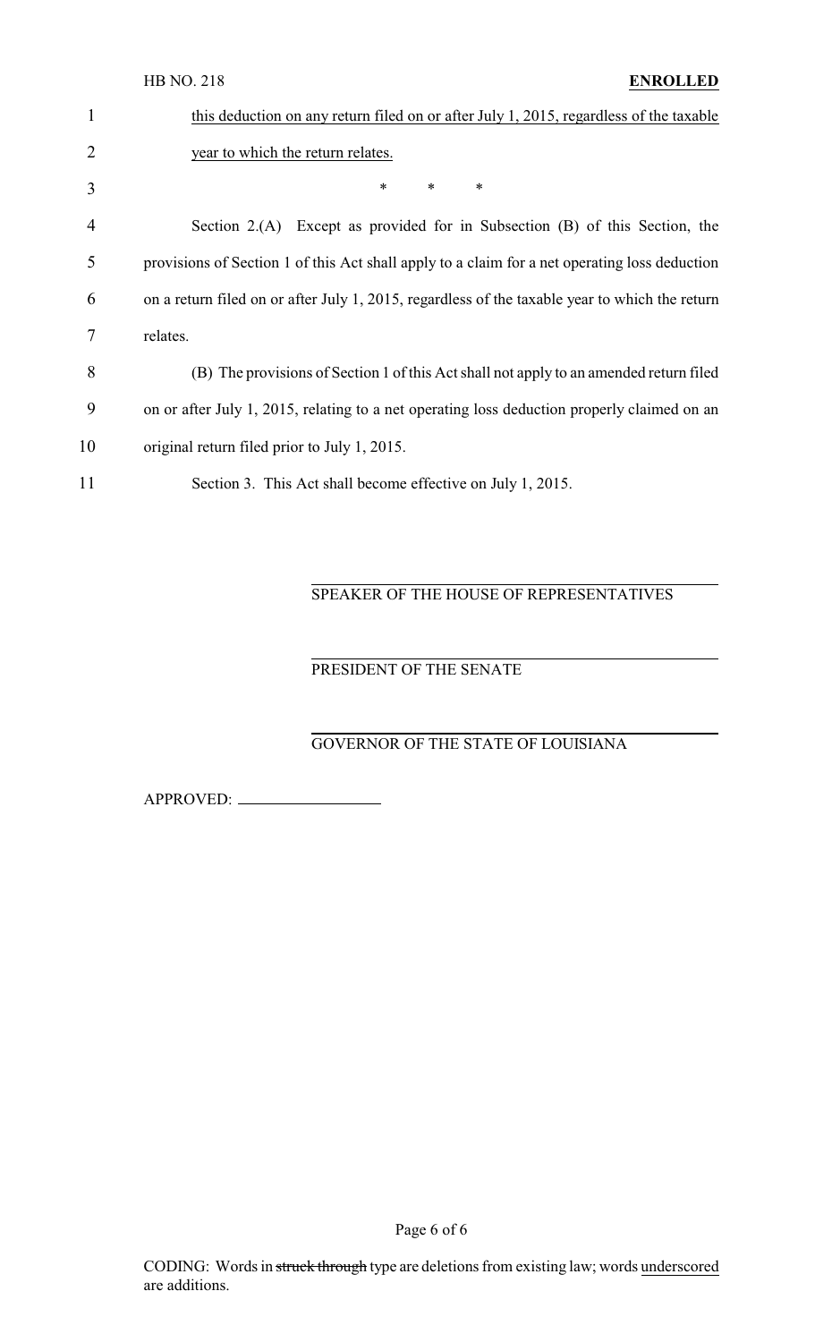<u>this deduction on any return filed on or after July 1, 2015, regardless of the taxable year to which the return relates.</u>

\* \* \*

Section 2.(A) Except as provided for in Subsection (B) of this Section, the provisions of Section 1 of this Act shall apply to a claim for a net operating loss deduction on a return filed on or after July 1, 2015, regardless of the taxable year to which the return relates.

(B) The provisions of Section 1 of this Act shall not apply to an amended return filed on or after July 1, 2015, relating to a net operating loss deduction properly claimed on an original return filed prior to July 1, 2015.

Section 3. This Act shall become effective on July 1, 2015.

SPEAKER OF THE HOUSE OF REPRESENTATIVES

PRESIDENT OF THE SENATE

GOVERNOR OF THE STATE OF LOUISIANA

APPROVED: ___________________

CODING: Words in ~~struck through~~ type are deletions from existing law; words <u>underscored</u> are additions.